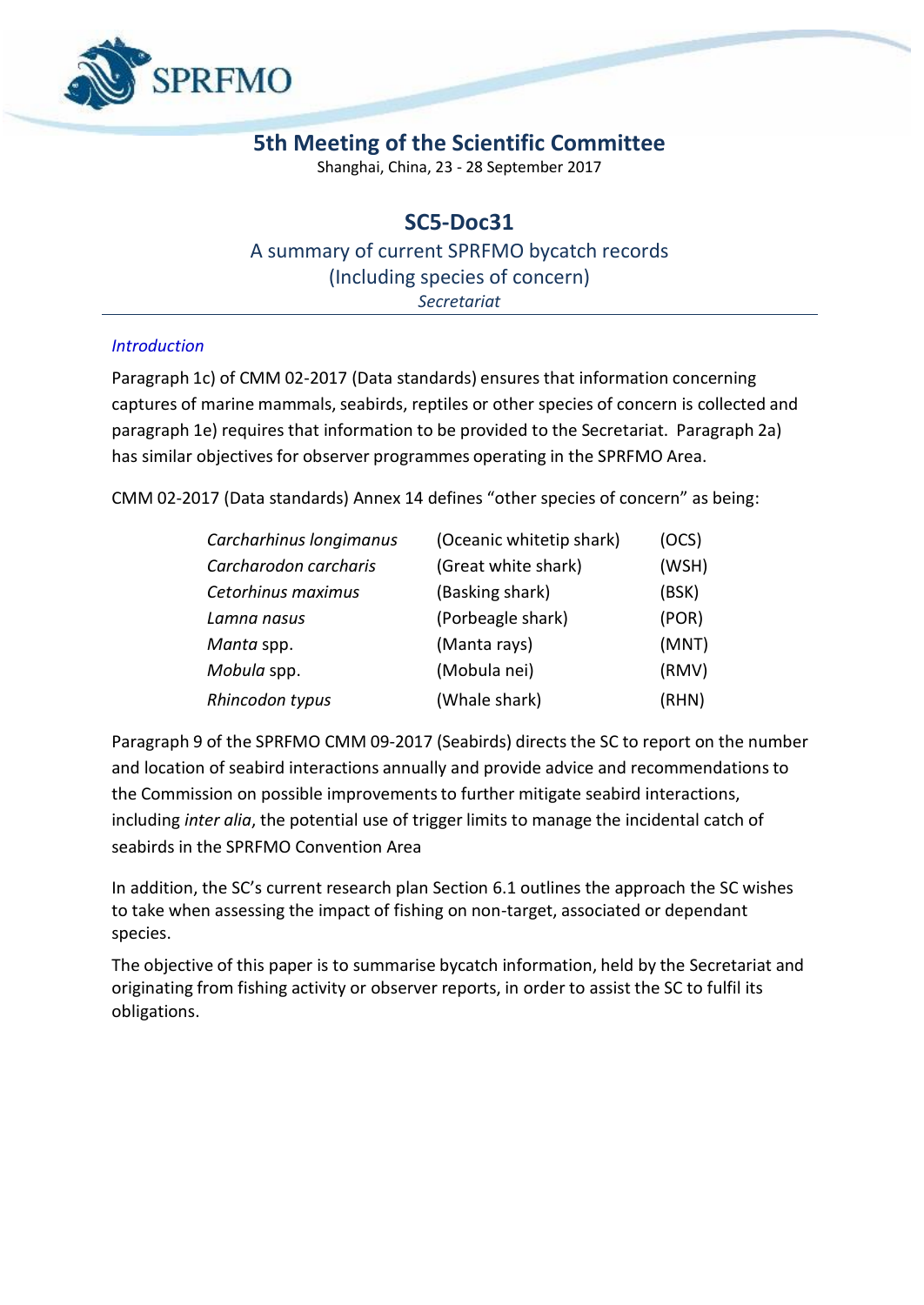# 5th Meeting of the Scientific Committee

Shanghai, China, 23 - 28 September 2017

## SC5-Doc31

### A summary of current SPRFMO bycatch records (Including species of concern)

*Secretariat*

---

*Introduction*

Paragraph 1c) of CMM 02-2017 (Data standards) ensures that information concerning captures of marine mammals, seabirds, reptiles or other species of concern is collected and paragraph 1e) requires that information to be provided to the Secretariat. Paragraph 2a) has similar objectives for observer programmes operating in the SPRFMO Area.

CMM 02-2017 (Data standards) Annex 14 defines "other species of concern" as being:

| | | |
|---|---|---|
| *Carcharhinus longimanus* | (Oceanic whitetip shark) | (OCS) |
| *Carcharodon carcharis* | (Great white shark) | (WSH) |
| *Cetorhinus maximus* | (Basking shark) | (BSK) |
| *Lamna nasus* | (Porbeagle shark) | (POR) |
| *Manta* spp. | (Manta rays) | (MNT) |
| *Mobula* spp. | (Mobula nei) | (RMV) |
| *Rhincodon typus* | (Whale shark) | (RHN) |

Paragraph 9 of the SPRFMO CMM 09-2017 (Seabirds) directs the SC to report on the number and location of seabird interactions annually and provide advice and recommendations to the Commission on possible improvements to further mitigate seabird interactions, including *inter alia*, the potential use of trigger limits to manage the incidental catch of seabirds in the SPRFMO Convention Area

In addition, the SC's current research plan Section 6.1 outlines the approach the SC wishes to take when assessing the impact of fishing on non-target, associated or dependant species.

The objective of this paper is to summarise bycatch information, held by the Secretariat and originating from fishing activity or observer reports, in order to assist the SC to fulfil its obligations.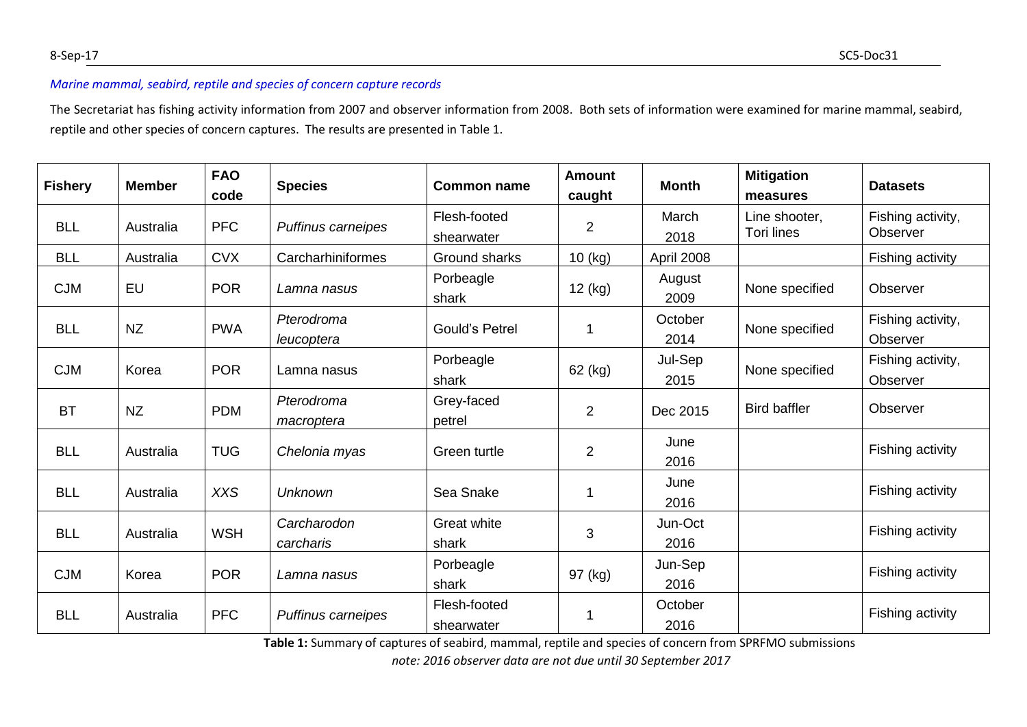*Marine mammal, seabird, reptile and species of concern capture records*

The Secretariat has fishing activity information from 2007 and observer information from 2008. Both sets of information were examined for marine mammal, seabird, reptile and other species of concern captures. The results are presented in Table 1.

| Fishery | Member | FAO code | Species | Common name | Amount caught | Month | Mitigation measures | Datasets |
|---|---|---|---|---|---|---|---|---|
| BLL | Australia | PFC | *Puffinus carneipes* | Flesh-footed shearwater | 2 | March 2018 | Line shooter, Tori lines | Fishing activity, Observer |
| BLL | Australia | CVX | Carcharhiniformes | Ground sharks | 10 (kg) | April 2008 | | Fishing activity |
| CJM | EU | POR | *Lamna nasus* | Porbeagle shark | 12 (kg) | August 2009 | None specified | Observer |
| BLL | NZ | PWA | *Pterodroma leucoptera* | Gould's Petrel | 1 | October 2014 | None specified | Fishing activity, Observer |
| CJM | Korea | POR | Lamna nasus | Porbeagle shark | 62 (kg) | Jul-Sep 2015 | None specified | Fishing activity, Observer |
| BT | NZ | PDM | *Pterodroma macroptera* | Grey-faced petrel | 2 | Dec 2015 | Bird baffler | Observer |
| BLL | Australia | TUG | *Chelonia myas* | Green turtle | 2 | June 2016 | | Fishing activity |
| BLL | Australia | *XXS* | *Unknown* | Sea Snake | 1 | June 2016 | | Fishing activity |
| BLL | Australia | WSH | *Carcharodon carcharis* | Great white shark | 3 | Jun-Oct 2016 | | Fishing activity |
| CJM | Korea | POR | *Lamna nasus* | Porbeagle shark | 97 (kg) | Jun-Sep 2016 | | Fishing activity |
| BLL | Australia | PFC | *Puffinus carneipes* | Flesh-footed shearwater | 1 | October 2016 | | Fishing activity |

**Table 1:** Summary of captures of seabird, mammal, reptile and species of concern from SPRFMO submissions

*note: 2016 observer data are not due until 30 September 2017*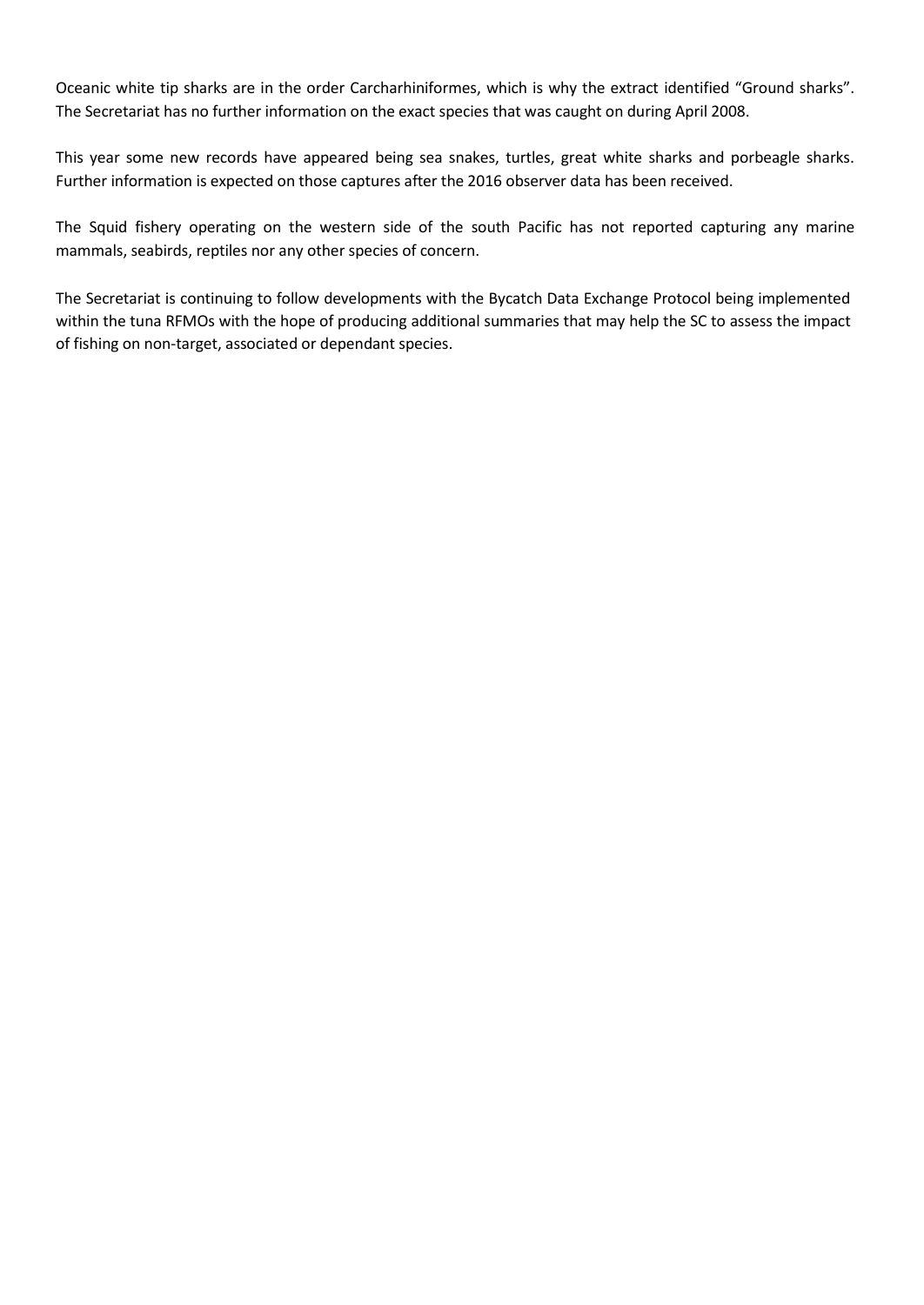Oceanic white tip sharks are in the order Carcharhiniformes, which is why the extract identified "Ground sharks". The Secretariat has no further information on the exact species that was caught on during April 2008.

This year some new records have appeared being sea snakes, turtles, great white sharks and porbeagle sharks. Further information is expected on those captures after the 2016 observer data has been received.

The Squid fishery operating on the western side of the south Pacific has not reported capturing any marine mammals, seabirds, reptiles nor any other species of concern.

The Secretariat is continuing to follow developments with the Bycatch Data Exchange Protocol being implemented within the tuna RFMOs with the hope of producing additional summaries that may help the SC to assess the impact of fishing on non-target, associated or dependant species.